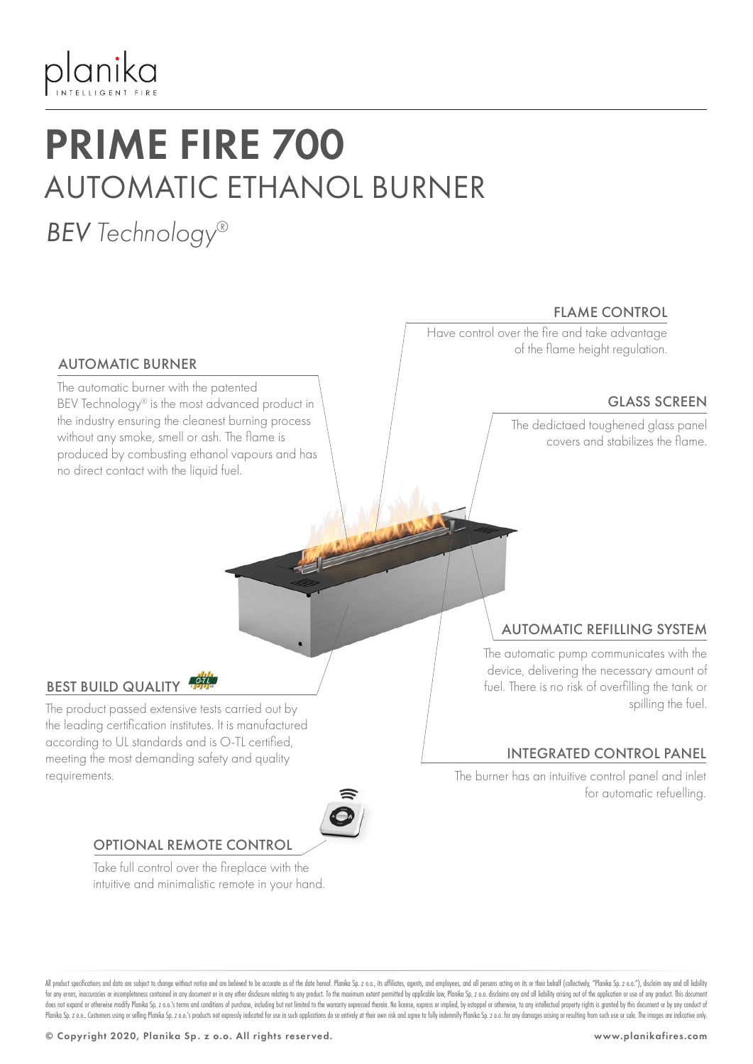planika
INTELLIGENT FIRE

# PRIME FIRE 700

## AUTOMATIC ETHANOL BURNER

*BEV Technology®*

### FLAME CONTROL

Have control over the fire and take advantage of the flame height regulation.

### AUTOMATIC BURNER

The automatic burner with the patented BEV Technology® is the most advanced product in the industry ensuring the cleanest burning process without any smoke, smell or ash. The flame is produced by combusting ethanol vapours and has no direct contact with the liquid fuel.

### GLASS SCREEN

The dedictaed toughened glass panel covers and stabilizes the flame.

### AUTOMATIC REFILLING SYSTEM

The automatic pump communicates with the device, delivering the necessary amount of fuel. There is no risk of overfilling the tank or spilling the fuel.

### BEST BUILD QUALITY

The product passed extensive tests carried out by the leading certification institutes. It is manufactured according to UL standards and is O-TL certified, meeting the most demanding safety and quality requirements.

### INTEGRATED CONTROL PANEL

The burner has an intuitive control panel and inlet for automatic refuelling.

### OPTIONAL REMOTE CONTROL

Take full control over the fireplace with the intuitive and minimalistic remote in your hand.

All product specifications and data are subject to change without notice and are believed to be accurate as of the date hereof. Planika Sp. z o.o., its affiliates, agents, and employees, and all persons acting on its or their behalf (collectively, "Planika Sp. z o.o."), disclaim any and all liability for any errors, inaccuracies or incompleteness contained in any document or in any other disclosure relating to any product. To the maximum extent permitted by applicable law, Planika Sp. z o.o. disclaims any and all liability arising out of the application or use of any product. This document does not expand or otherwise modify Planika Sp. z o.o.'s terms and conditions of purchase, including but not limited to the warranty expressed therein. No license, express or implied, by estoppel or otherwise, to any intellectual property rights is granted by this document or by any conduct of Planika Sp. z o.o.. Customers using or selling Planika Sp. z o.o.'s products not expressly indicated for use in such applications do so entirely at their own risk and agree to fully indemnify Planika Sp. z o.o. for any damages arising or resulting from such use or sale. The images are indicative only.

© Copyright 2020, Planika Sp. z o.o. All rights reserved.

www.planikafires.com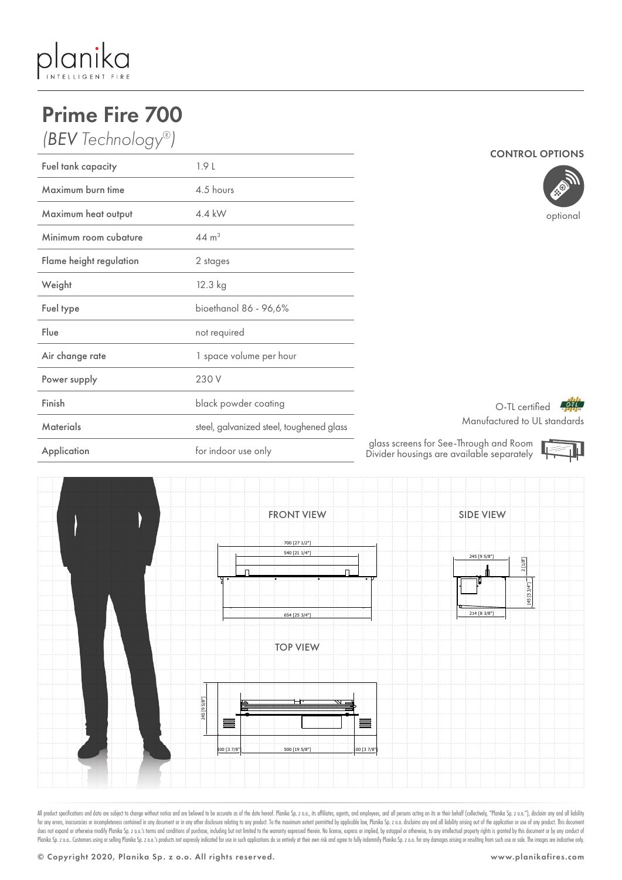# Prime Fire 700

*(BEV Technology®)*

| | |
|---|---|
| Fuel tank capacity | 1.9 L |
| Maximum burn time | 4.5 hours |
| Maximum heat output | 4.4 kW |
| Minimum room cubature | 44 m³ |
| Flame height regulation | 2 stages |
| Weight | 12.3 kg |
| Fuel type | bioethanol 86 - 96,6% |
| Flue | not required |
| Air change rate | 1 space volume per hour |
| Power supply | 230 V |
| Finish | black powder coating |
| Materials | steel, galvanized steel, toughened glass |
| Application | for indoor use only |

**CONTROL OPTIONS**

optional

O-TL certified

Manufactured to UL standards

glass screens for See-Through and Room Divider housings are available separately

FRONT VIEW

700 [27 1/2"]

540 [21 1/4"]

654 [25 3/4"]

SIDE VIEW

245 [9 5/8"]

2 [1/8"]

145 [5 3/4"]

214 [8 3/8"]

TOP VIEW

245 [9 5/8"]

100 [3 7/8"]

500 [19 5/8"]

100 [3 7/8"]

All product specifications and data are subject to change without notice and are believed to be accurate as of the date hereof. Planika Sp. z o.o., its affiliates, agents, and employees, and all persons acting on its or their behalf (collectively, "Planika Sp. z o.o."), disclaim any and all liability for any errors, inaccuracies or incompleteness contained in any document or in any other disclosure relating to any product. To the maximum extent permitted by applicable law, Planika Sp. z o.o. disclaims any and all liability arising out of the application or use of any product. This document does not expand or otherwise modify Planika Sp. z o.o.'s terms and conditions of purchase, including but not limited to the warranty expressed therein. No license, express or implied, by estoppel or otherwise, to any intellectual property rights is granted by this document or by any conduct of Planika Sp. z o.o.. Customers using or selling Planika Sp. z o.o.'s products not expressly indicated for use in such applications do so entirely at their own risk and agree to fully indemnify Planika Sp. z o.o. for any damages arising or resulting from such use or sale. The images are indicative only.

© Copyright 2020, Planika Sp. z o.o. All rights reserved.

www.planikafires.com